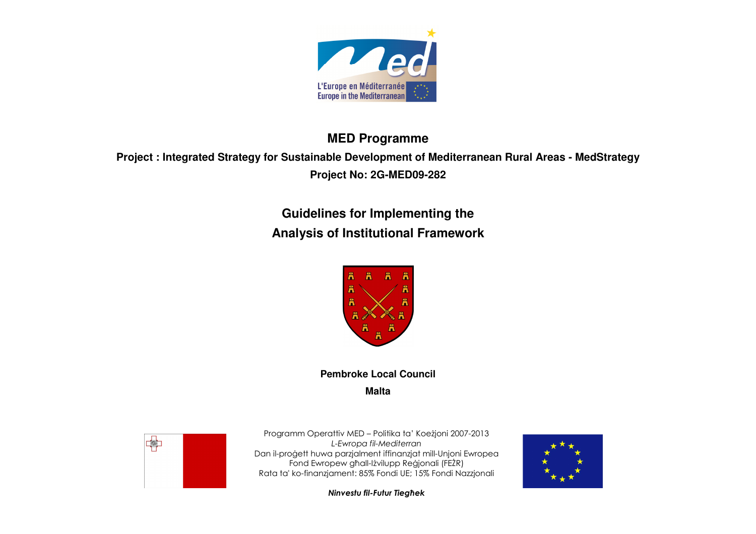**MED Programme**

**Project : Integrated Strategy for Sustainable Development of Mediterranean Rural Areas - MedStrategy**

**Project No: 2G-MED09-282**

# Guidelines for Implementing the Analysis of Institutional Framework

**Pembroke Local Council**

**Malta**

Programm Operattiv MED – Politika ta' Koeżjoni 2007-2013
*L-Ewropa fil-Mediterran*
Dan il-proġett huwa parzjalment iffinanzjat mill-Unjoni Ewropea
Fond Ewropew għall-Iżvilupp Reġjonali (FEŻR)
Rata ta' ko-finanzjament: 85% Fondi UE; 15% Fondi Nazzjonali

***Ninvestu fil-Futur Tiegħek***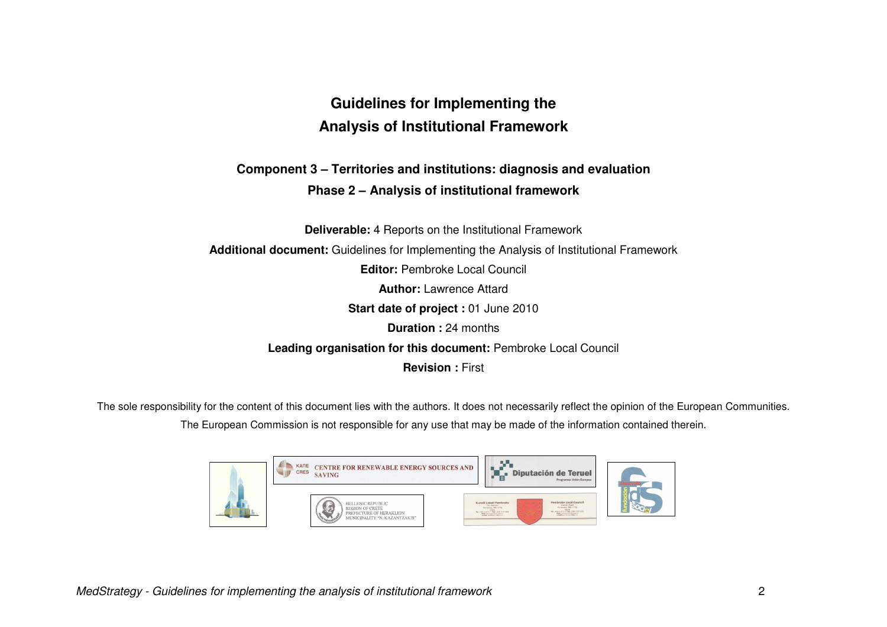# Guidelines for Implementing the Analysis of Institutional Framework

## Component 3 – Territories and institutions: diagnosis and evaluation

## Phase 2 – Analysis of institutional framework

**Deliverable:** 4 Reports on the Institutional Framework

**Additional document:** Guidelines for Implementing the Analysis of Institutional Framework

**Editor:** Pembroke Local Council

**Author:** Lawrence Attard

**Start date of project :** 01 June 2010

**Duration :** 24 months

**Leading organisation for this document:** Pembroke Local Council

**Revision :** First

The sole responsibility for the content of this document lies with the authors. It does not necessarily reflect the opinion of the European Communities. The European Commission is not responsible for any use that may be made of the information contained therein.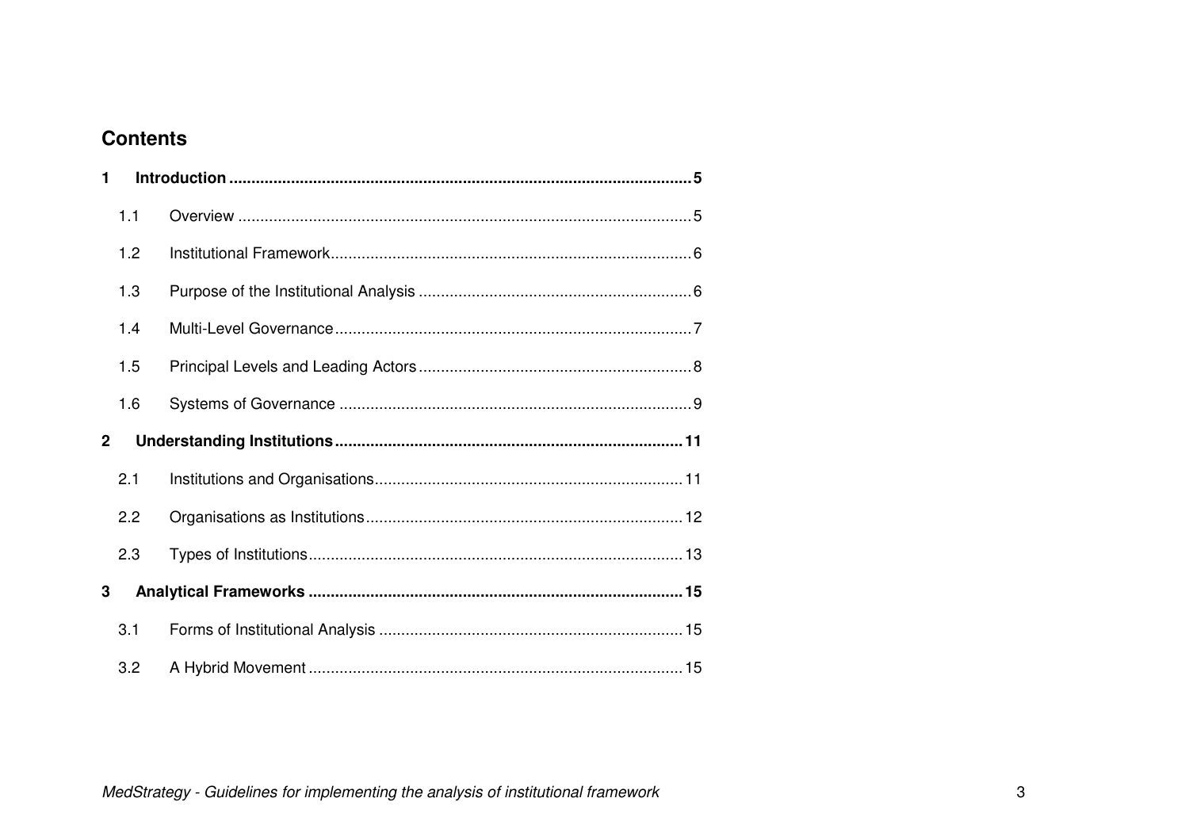## Contents

**1 Introduction .......... 5**

- 1.1 Overview .......... 5
- 1.2 Institutional Framework .......... 6
- 1.3 Purpose of the Institutional Analysis .......... 6
- 1.4 Multi-Level Governance .......... 7
- 1.5 Principal Levels and Leading Actors .......... 8
- 1.6 Systems of Governance .......... 9

**2 Understanding Institutions .......... 11**

- 2.1 Institutions and Organisations .......... 11
- 2.2 Organisations as Institutions .......... 12
- 2.3 Types of Institutions .......... 13

**3 Analytical Frameworks .......... 15**

- 3.1 Forms of Institutional Analysis .......... 15
- 3.2 A Hybrid Movement .......... 15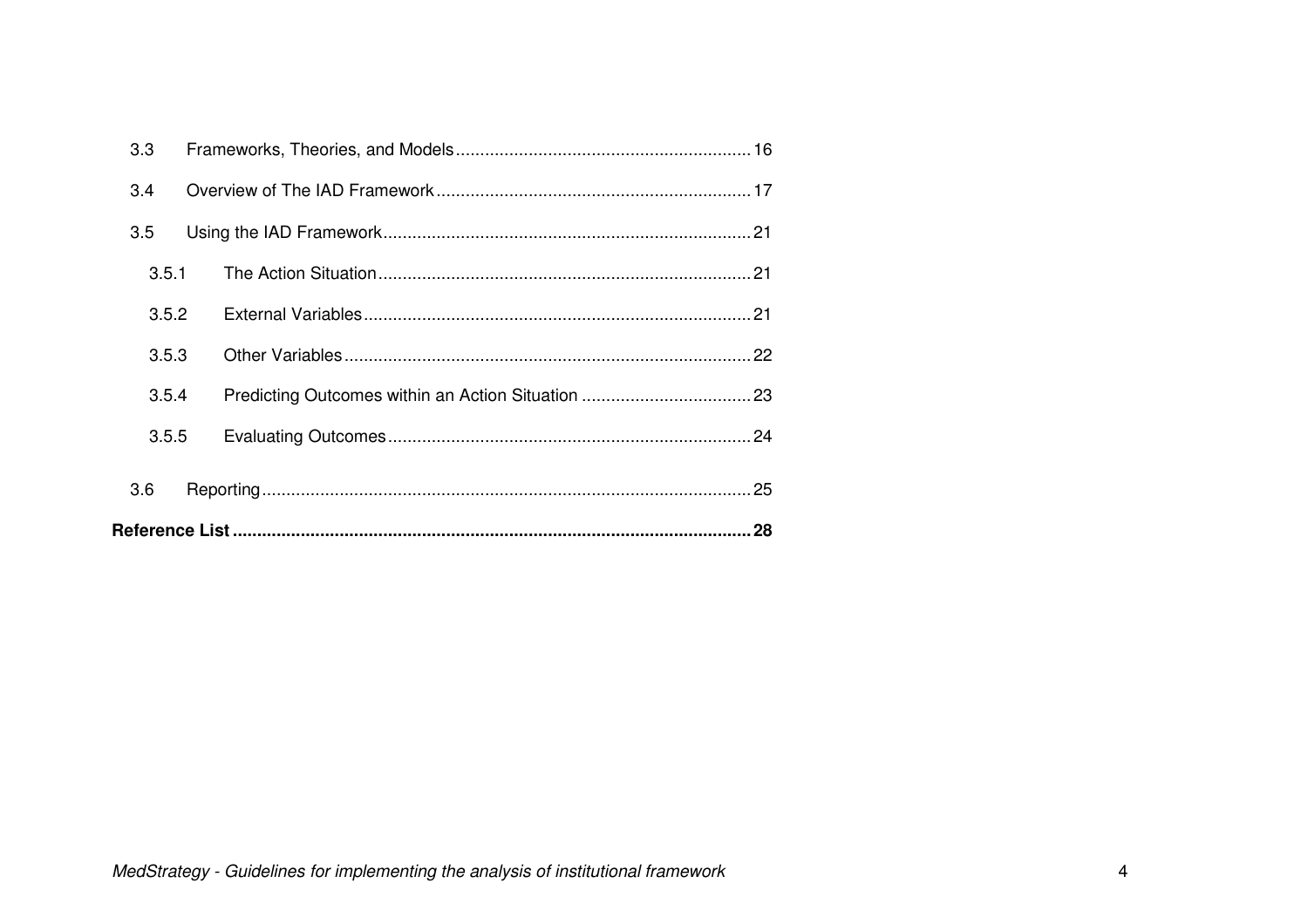3.3 Frameworks, Theories, and Models ........................................................... 16

3.4 Overview of The IAD Framework ................................................................ 17

3.5 Using the IAD Framework ........................................................................... 21

 3.5.1 The Action Situation ............................................................................ 21

 3.5.2 External Variables ............................................................................... 21

 3.5.3 Other Variables .................................................................................... 22

 3.5.4 Predicting Outcomes within an Action Situation ................................... 23

 3.5.5 Evaluating Outcomes ........................................................................... 24

3.6 Reporting .................................................................................................... 25

**Reference List ........................................................................................................ 28**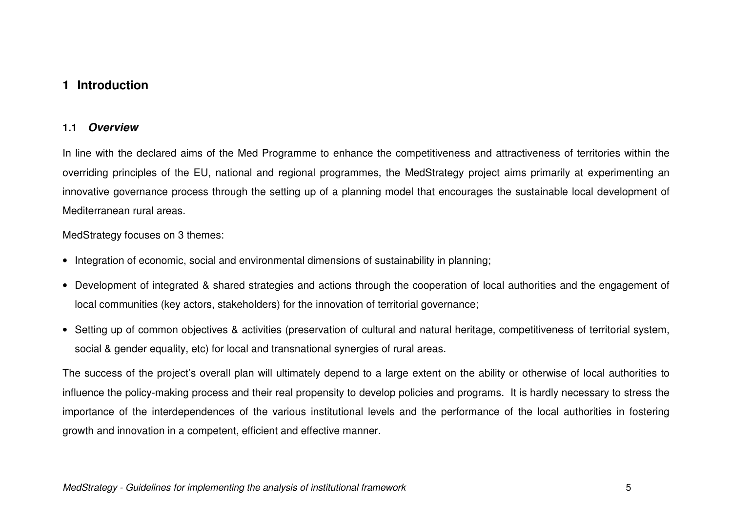# 1 Introduction

## 1.1 *Overview*

In line with the declared aims of the Med Programme to enhance the competitiveness and attractiveness of territories within the overriding principles of the EU, national and regional programmes, the MedStrategy project aims primarily at experimenting an innovative governance process through the setting up of a planning model that encourages the sustainable local development of Mediterranean rural areas.

MedStrategy focuses on 3 themes:

- Integration of economic, social and environmental dimensions of sustainability in planning;
- Development of integrated & shared strategies and actions through the cooperation of local authorities and the engagement of local communities (key actors, stakeholders) for the innovation of territorial governance;
- Setting up of common objectives & activities (preservation of cultural and natural heritage, competitiveness of territorial system, social & gender equality, etc) for local and transnational synergies of rural areas.

The success of the project's overall plan will ultimately depend to a large extent on the ability or otherwise of local authorities to influence the policy-making process and their real propensity to develop policies and programs. It is hardly necessary to stress the importance of the interdependences of the various institutional levels and the performance of the local authorities in fostering growth and innovation in a competent, efficient and effective manner.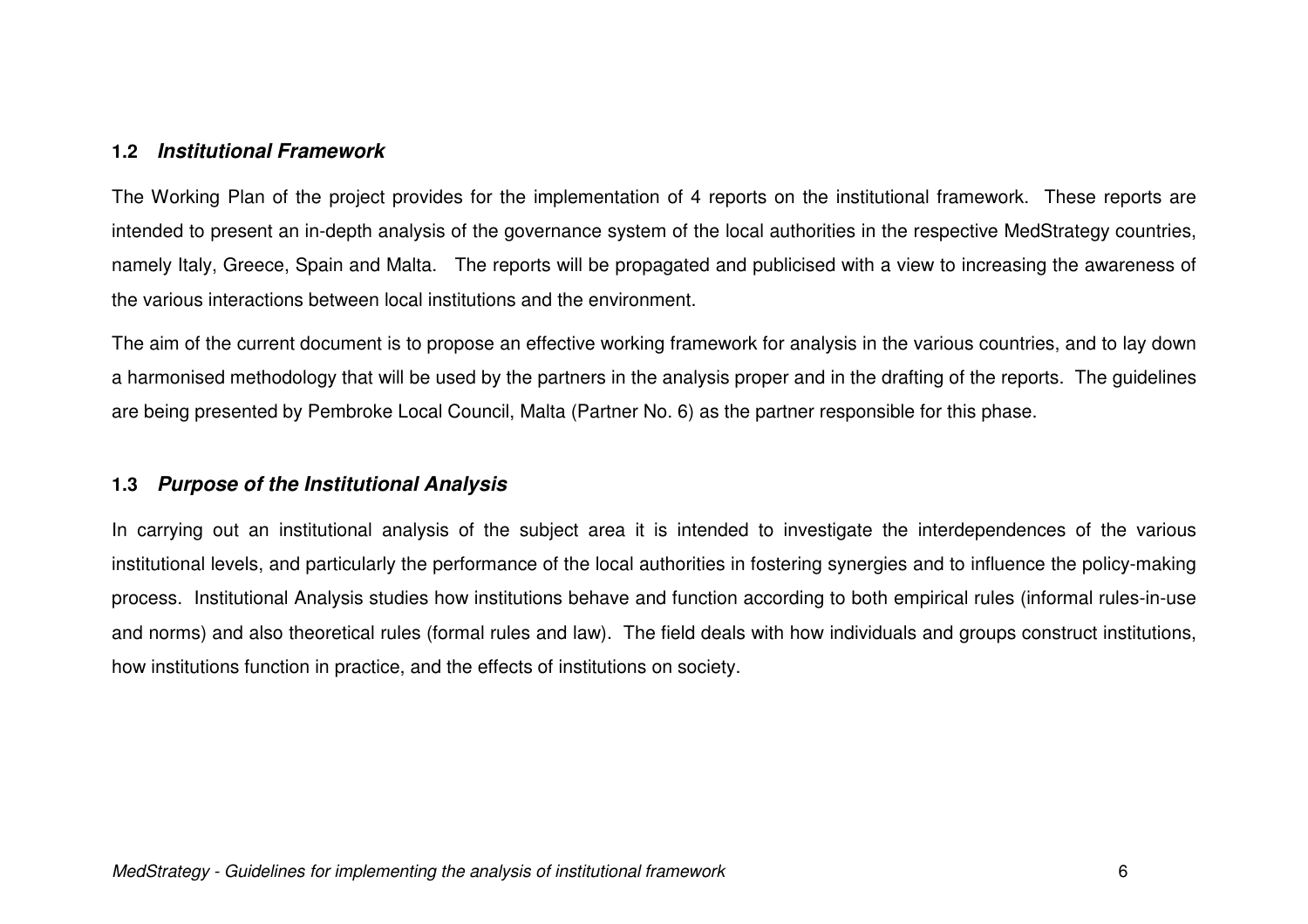### 1.2 ***Institutional Framework***

The Working Plan of the project provides for the implementation of 4 reports on the institutional framework. These reports are intended to present an in-depth analysis of the governance system of the local authorities in the respective MedStrategy countries, namely Italy, Greece, Spain and Malta. The reports will be propagated and publicised with a view to increasing the awareness of the various interactions between local institutions and the environment.

The aim of the current document is to propose an effective working framework for analysis in the various countries, and to lay down a harmonised methodology that will be used by the partners in the analysis proper and in the drafting of the reports. The guidelines are being presented by Pembroke Local Council, Malta (Partner No. 6) as the partner responsible for this phase.

### 1.3 ***Purpose of the Institutional Analysis***

In carrying out an institutional analysis of the subject area it is intended to investigate the interdependences of the various institutional levels, and particularly the performance of the local authorities in fostering synergies and to influence the policy-making process. Institutional Analysis studies how institutions behave and function according to both empirical rules (informal rules-in-use and norms) and also theoretical rules (formal rules and law). The field deals with how individuals and groups construct institutions, how institutions function in practice, and the effects of institutions on society.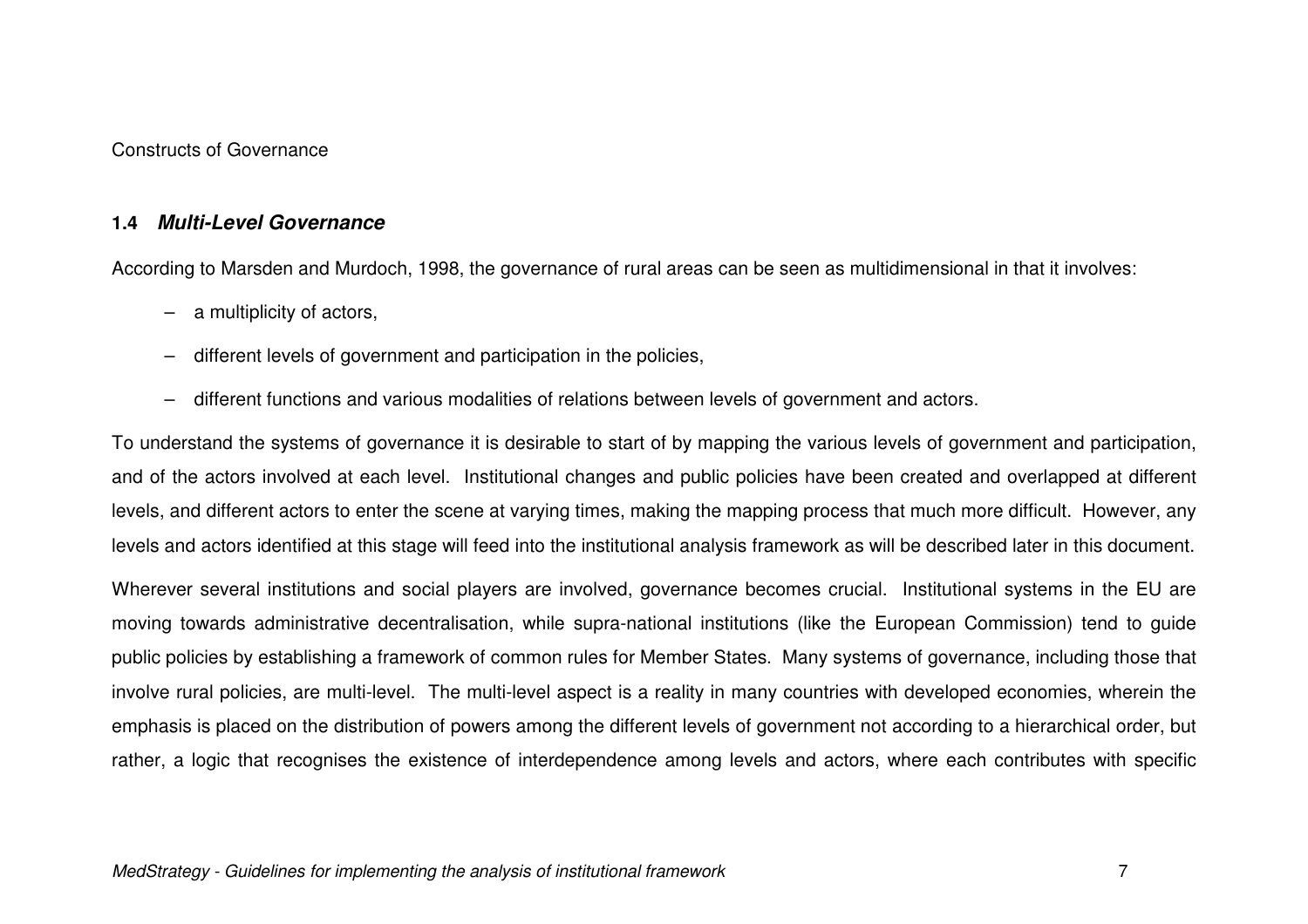### 1.4 ***Multi-Level Governance***

According to Marsden and Murdoch, 1998, the governance of rural areas can be seen as multidimensional in that it involves:

- a multiplicity of actors,
- different levels of government and participation in the policies,
- different functions and various modalities of relations between levels of government and actors.

To understand the systems of governance it is desirable to start of by mapping the various levels of government and participation, and of the actors involved at each level. Institutional changes and public policies have been created and overlapped at different levels, and different actors to enter the scene at varying times, making the mapping process that much more difficult. However, any levels and actors identified at this stage will feed into the institutional analysis framework as will be described later in this document.

Wherever several institutions and social players are involved, governance becomes crucial. Institutional systems in the EU are moving towards administrative decentralisation, while supra-national institutions (like the European Commission) tend to guide public policies by establishing a framework of common rules for Member States. Many systems of governance, including those that involve rural policies, are multi-level. The multi-level aspect is a reality in many countries with developed economies, wherein the emphasis is placed on the distribution of powers among the different levels of government not according to a hierarchical order, but rather, a logic that recognises the existence of interdependence among levels and actors, where each contributes with specific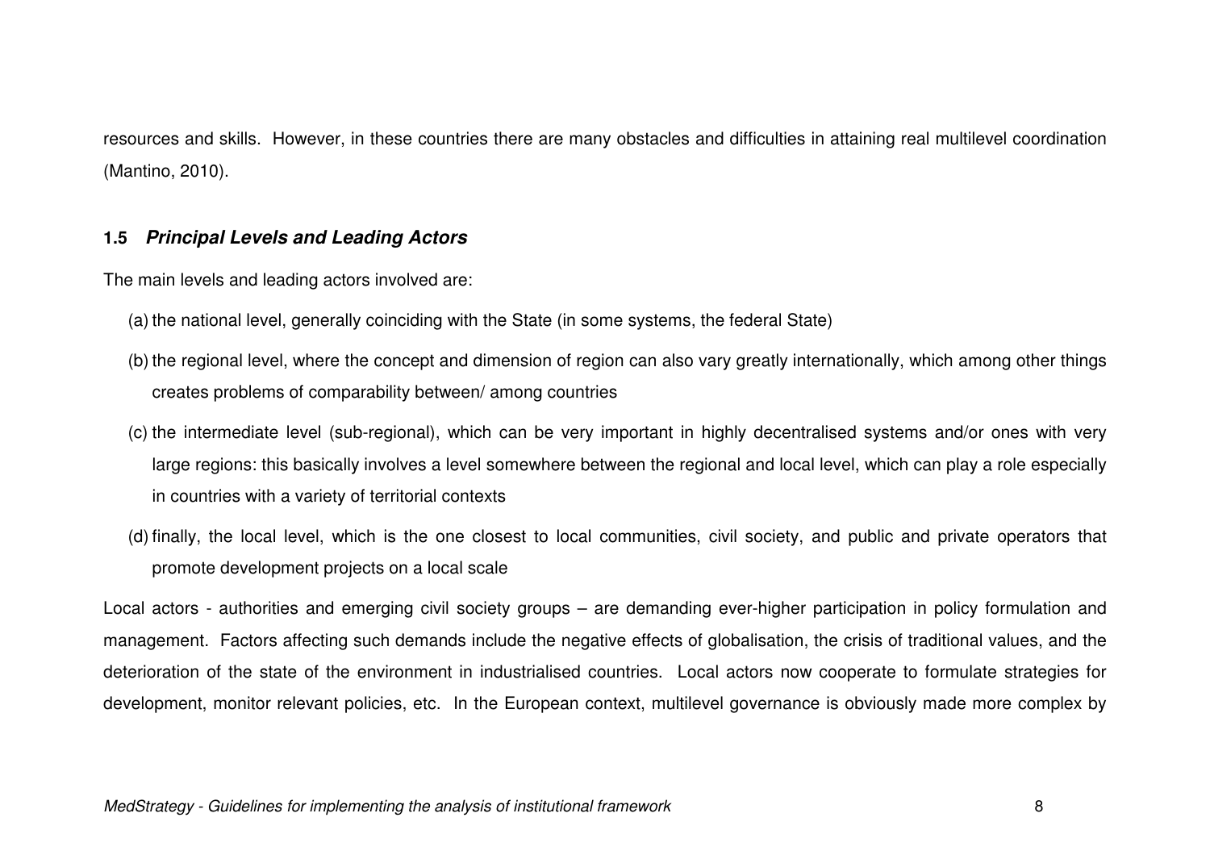resources and skills. However, in these countries there are many obstacles and difficulties in attaining real multilevel coordination (Mantino, 2010).

## 1.5 ***Principal Levels and Leading Actors***

The main levels and leading actors involved are:

(a) the national level, generally coinciding with the State (in some systems, the federal State)

(b) the regional level, where the concept and dimension of region can also vary greatly internationally, which among other things creates problems of comparability between/ among countries

(c) the intermediate level (sub-regional), which can be very important in highly decentralised systems and/or ones with very large regions: this basically involves a level somewhere between the regional and local level, which can play a role especially in countries with a variety of territorial contexts

(d) finally, the local level, which is the one closest to local communities, civil society, and public and private operators that promote development projects on a local scale

Local actors - authorities and emerging civil society groups – are demanding ever-higher participation in policy formulation and management. Factors affecting such demands include the negative effects of globalisation, the crisis of traditional values, and the deterioration of the state of the environment in industrialised countries. Local actors now cooperate to formulate strategies for development, monitor relevant policies, etc. In the European context, multilevel governance is obviously made more complex by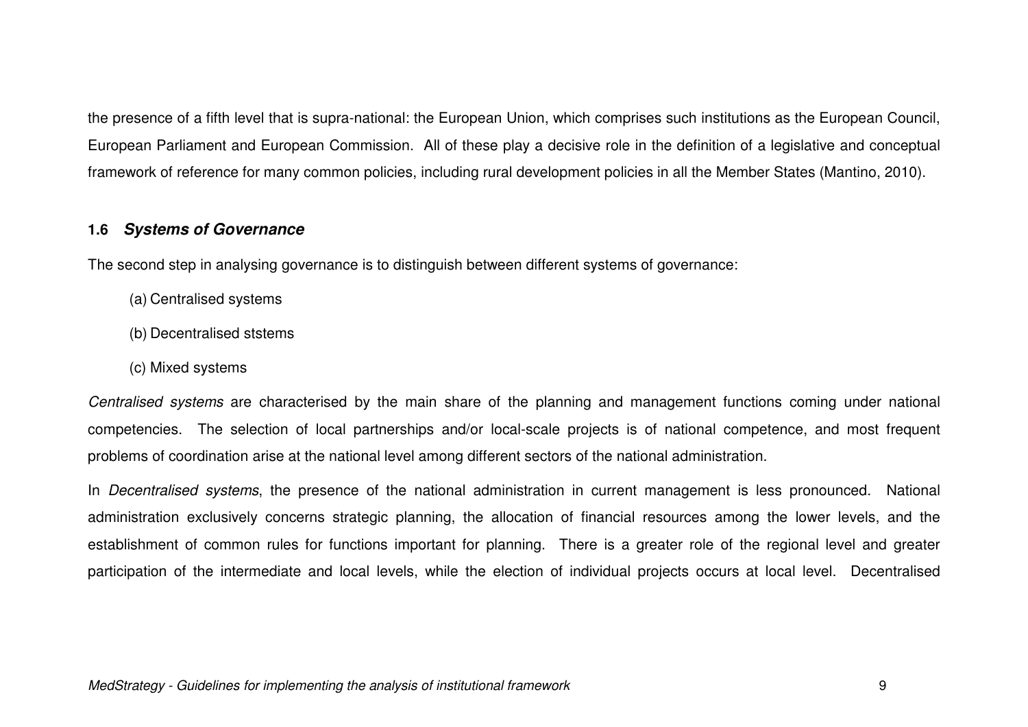the presence of a fifth level that is supra-national: the European Union, which comprises such institutions as the European Council, European Parliament and European Commission. All of these play a decisive role in the definition of a legislative and conceptual framework of reference for many common policies, including rural development policies in all the Member States (Mantino, 2010).

### 1.6 ***Systems of Governance***

The second step in analysing governance is to distinguish between different systems of governance:

(a) Centralised systems

(b) Decentralised ststems

(c) Mixed systems

*Centralised systems* are characterised by the main share of the planning and management functions coming under national competencies. The selection of local partnerships and/or local-scale projects is of national competence, and most frequent problems of coordination arise at the national level among different sectors of the national administration.

In *Decentralised systems*, the presence of the national administration in current management is less pronounced. National administration exclusively concerns strategic planning, the allocation of financial resources among the lower levels, and the establishment of common rules for functions important for planning. There is a greater role of the regional level and greater participation of the intermediate and local levels, while the election of individual projects occurs at local level. Decentralised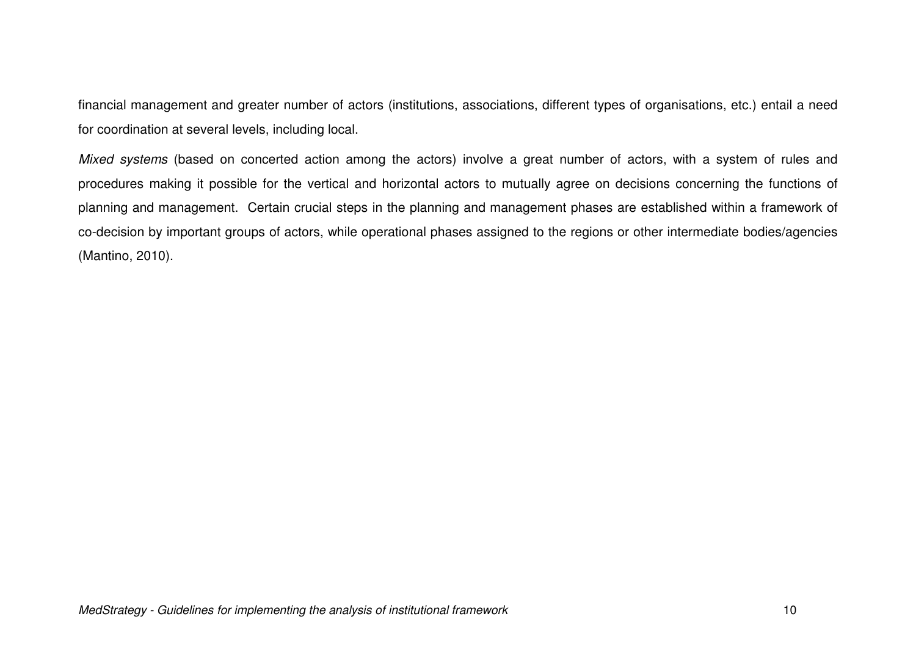financial management and greater number of actors (institutions, associations, different types of organisations, etc.) entail a need for coordination at several levels, including local.

*Mixed systems* (based on concerted action among the actors) involve a great number of actors, with a system of rules and procedures making it possible for the vertical and horizontal actors to mutually agree on decisions concerning the functions of planning and management. Certain crucial steps in the planning and management phases are established within a framework of co-decision by important groups of actors, while operational phases assigned to the regions or other intermediate bodies/agencies (Mantino, 2010).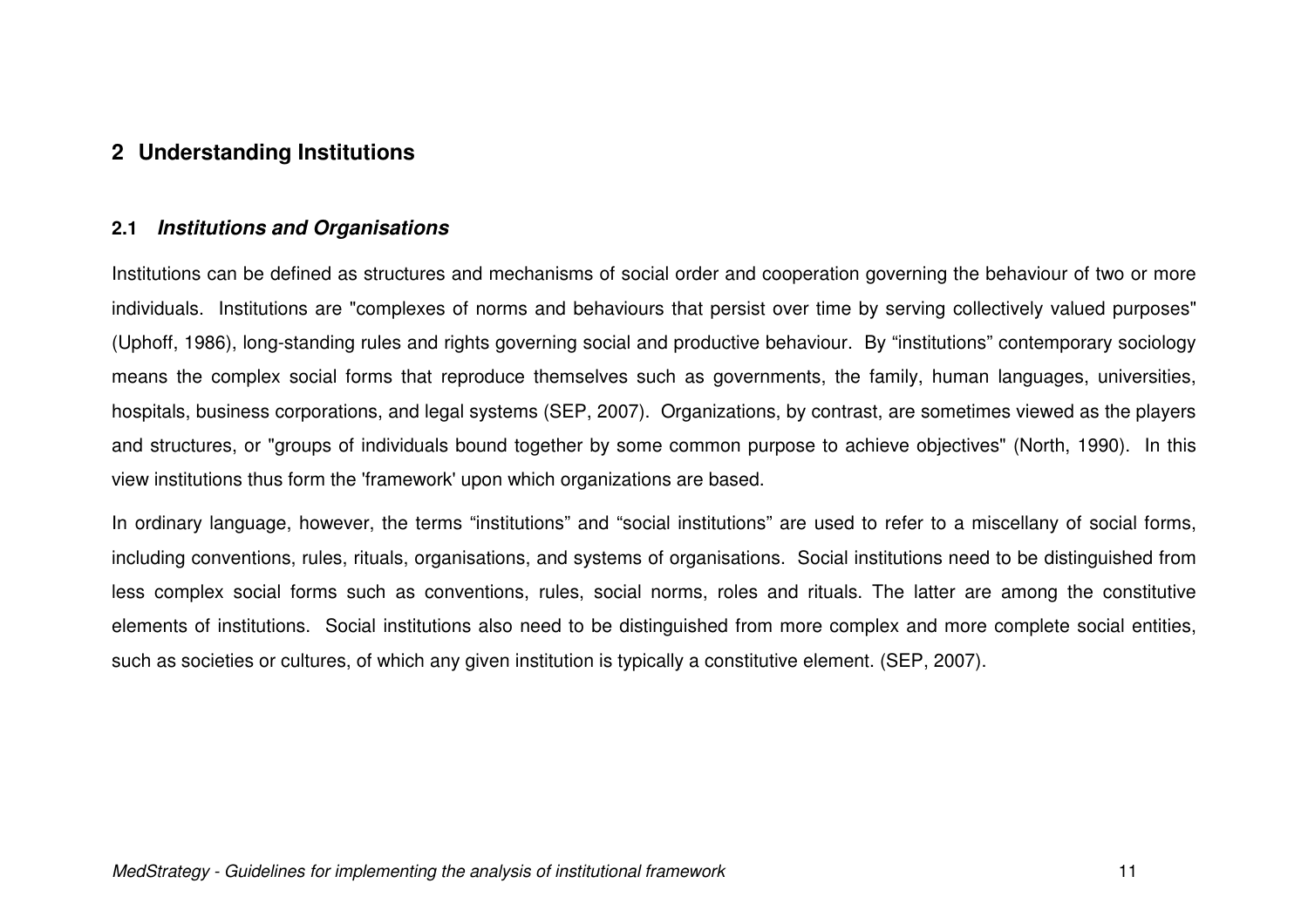# 2 Understanding Institutions

## 2.1 *Institutions and Organisations*

Institutions can be defined as structures and mechanisms of social order and cooperation governing the behaviour of two or more individuals. Institutions are "complexes of norms and behaviours that persist over time by serving collectively valued purposes" (Uphoff, 1986), long-standing rules and rights governing social and productive behaviour. By "institutions" contemporary sociology means the complex social forms that reproduce themselves such as governments, the family, human languages, universities, hospitals, business corporations, and legal systems (SEP, 2007). Organizations, by contrast, are sometimes viewed as the players and structures, or "groups of individuals bound together by some common purpose to achieve objectives" (North, 1990). In this view institutions thus form the 'framework' upon which organizations are based.

In ordinary language, however, the terms "institutions" and "social institutions" are used to refer to a miscellany of social forms, including conventions, rules, rituals, organisations, and systems of organisations. Social institutions need to be distinguished from less complex social forms such as conventions, rules, social norms, roles and rituals. The latter are among the constitutive elements of institutions. Social institutions also need to be distinguished from more complex and more complete social entities, such as societies or cultures, of which any given institution is typically a constitutive element. (SEP, 2007).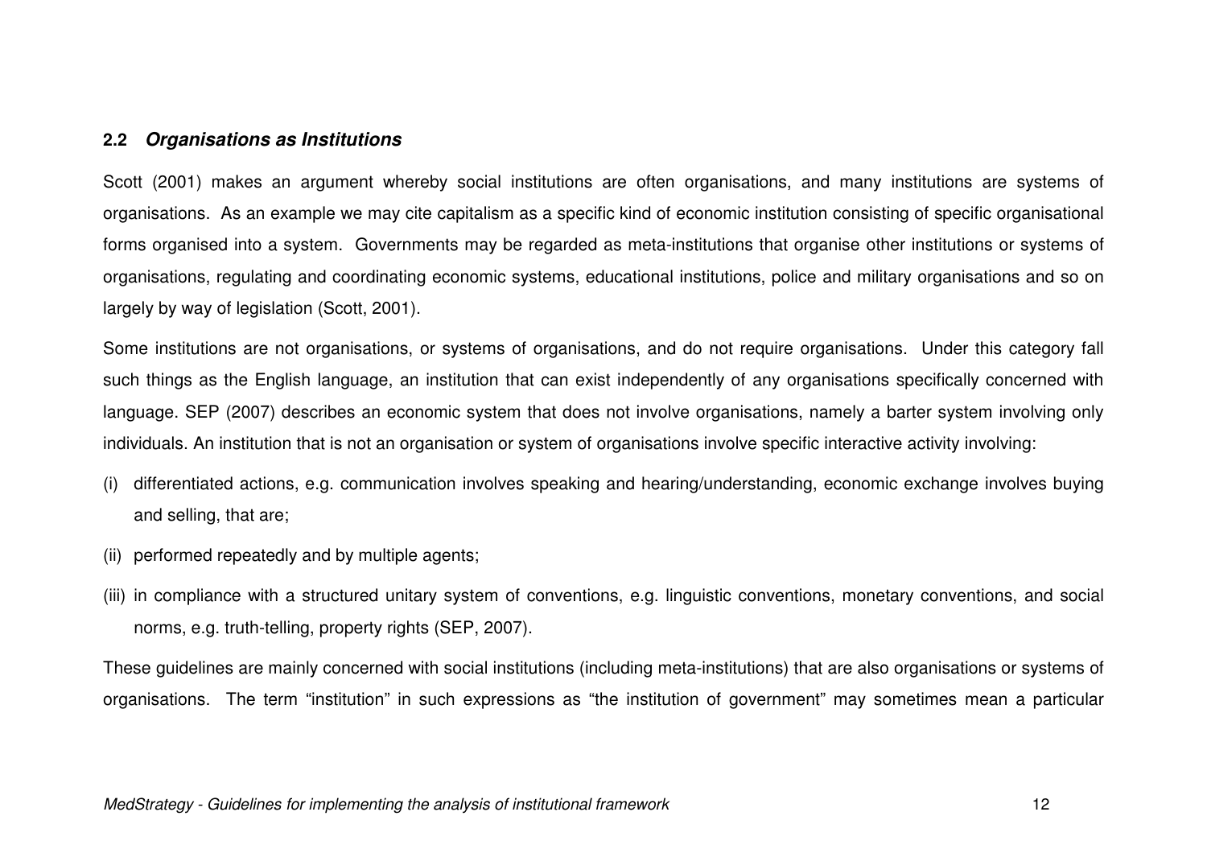## 2.2 *Organisations as Institutions*

Scott (2001) makes an argument whereby social institutions are often organisations, and many institutions are systems of organisations. As an example we may cite capitalism as a specific kind of economic institution consisting of specific organisational forms organised into a system. Governments may be regarded as meta-institutions that organise other institutions or systems of organisations, regulating and coordinating economic systems, educational institutions, police and military organisations and so on largely by way of legislation (Scott, 2001).

Some institutions are not organisations, or systems of organisations, and do not require organisations. Under this category fall such things as the English language, an institution that can exist independently of any organisations specifically concerned with language. SEP (2007) describes an economic system that does not involve organisations, namely a barter system involving only individuals. An institution that is not an organisation or system of organisations involve specific interactive activity involving:

(i) differentiated actions, e.g. communication involves speaking and hearing/understanding, economic exchange involves buying and selling, that are;

(ii) performed repeatedly and by multiple agents;

(iii) in compliance with a structured unitary system of conventions, e.g. linguistic conventions, monetary conventions, and social norms, e.g. truth-telling, property rights (SEP, 2007).

These guidelines are mainly concerned with social institutions (including meta-institutions) that are also organisations or systems of organisations. The term "institution" in such expressions as "the institution of government" may sometimes mean a particular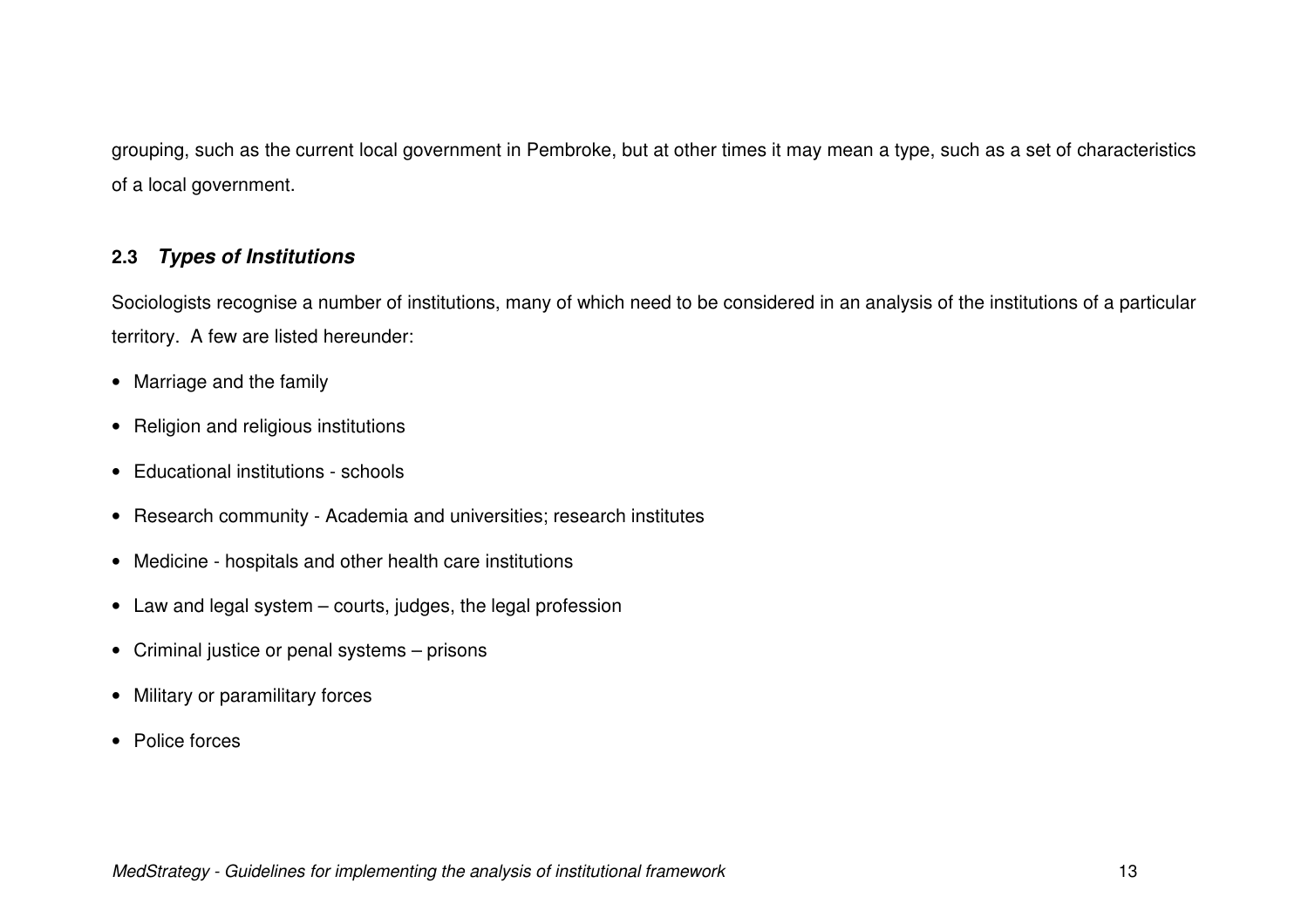grouping, such as the current local government in Pembroke, but at other times it may mean a type, such as a set of characteristics of a local government.

## 2.3 *Types of Institutions*

Sociologists recognise a number of institutions, many of which need to be considered in an analysis of the institutions of a particular territory. A few are listed hereunder:

- Marriage and the family
- Religion and religious institutions
- Educational institutions - schools
- Research community - Academia and universities; research institutes
- Medicine - hospitals and other health care institutions
- Law and legal system – courts, judges, the legal profession
- Criminal justice or penal systems – prisons
- Military or paramilitary forces
- Police forces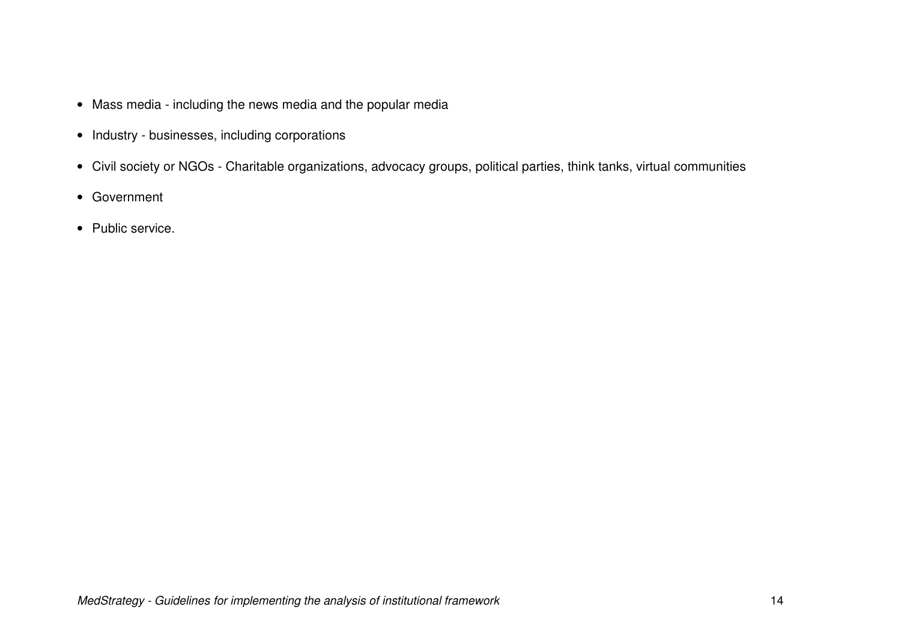- Mass media - including the news media and the popular media
- Industry - businesses, including corporations
- Civil society or NGOs - Charitable organizations, advocacy groups, political parties, think tanks, virtual communities
- Government
- Public service.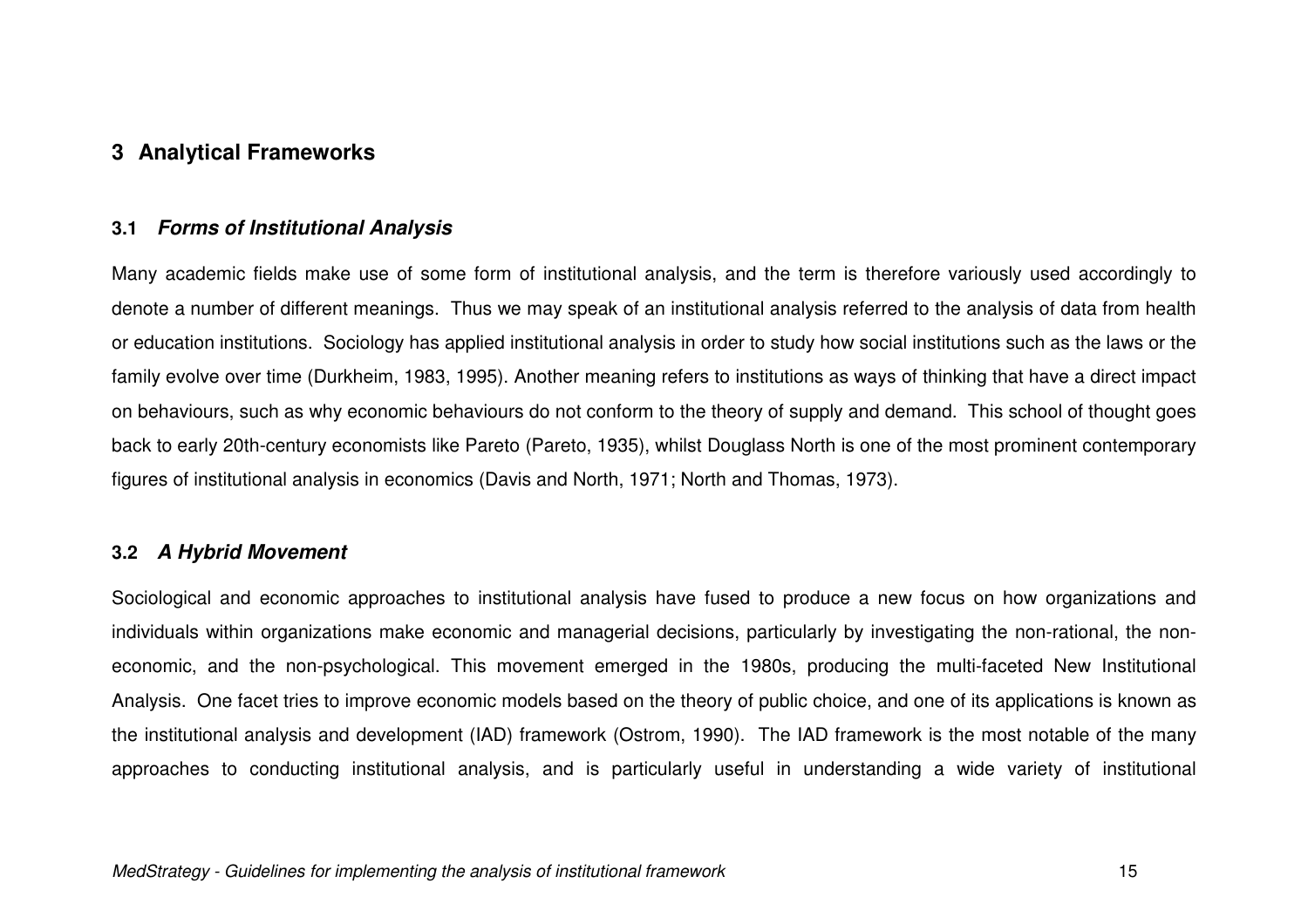# 3 Analytical Frameworks

## 3.1 *Forms of Institutional Analysis*

Many academic fields make use of some form of institutional analysis, and the term is therefore variously used accordingly to denote a number of different meanings. Thus we may speak of an institutional analysis referred to the analysis of data from health or education institutions. Sociology has applied institutional analysis in order to study how social institutions such as the laws or the family evolve over time (Durkheim, 1983, 1995). Another meaning refers to institutions as ways of thinking that have a direct impact on behaviours, such as why economic behaviours do not conform to the theory of supply and demand. This school of thought goes back to early 20th-century economists like Pareto (Pareto, 1935), whilst Douglass North is one of the most prominent contemporary figures of institutional analysis in economics (Davis and North, 1971; North and Thomas, 1973).

## 3.2 *A Hybrid Movement*

Sociological and economic approaches to institutional analysis have fused to produce a new focus on how organizations and individuals within organizations make economic and managerial decisions, particularly by investigating the non-rational, the non-economic, and the non-psychological. This movement emerged in the 1980s, producing the multi-faceted New Institutional Analysis. One facet tries to improve economic models based on the theory of public choice, and one of its applications is known as the institutional analysis and development (IAD) framework (Ostrom, 1990). The IAD framework is the most notable of the many approaches to conducting institutional analysis, and is particularly useful in understanding a wide variety of institutional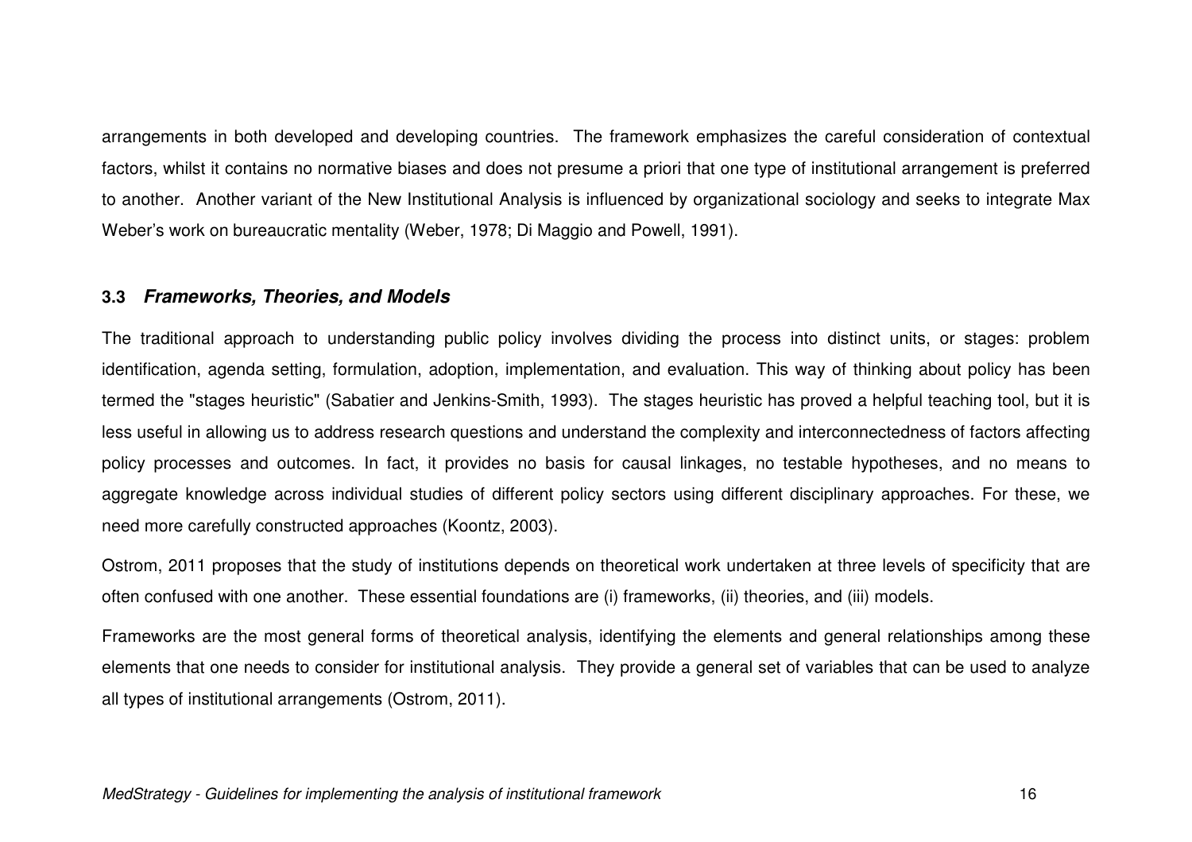arrangements in both developed and developing countries. The framework emphasizes the careful consideration of contextual factors, whilst it contains no normative biases and does not presume a priori that one type of institutional arrangement is preferred to another. Another variant of the New Institutional Analysis is influenced by organizational sociology and seeks to integrate Max Weber's work on bureaucratic mentality (Weber, 1978; Di Maggio and Powell, 1991).

### 3.3 *Frameworks, Theories, and Models*

The traditional approach to understanding public policy involves dividing the process into distinct units, or stages: problem identification, agenda setting, formulation, adoption, implementation, and evaluation. This way of thinking about policy has been termed the "stages heuristic" (Sabatier and Jenkins-Smith, 1993). The stages heuristic has proved a helpful teaching tool, but it is less useful in allowing us to address research questions and understand the complexity and interconnectedness of factors affecting policy processes and outcomes. In fact, it provides no basis for causal linkages, no testable hypotheses, and no means to aggregate knowledge across individual studies of different policy sectors using different disciplinary approaches. For these, we need more carefully constructed approaches (Koontz, 2003).

Ostrom, 2011 proposes that the study of institutions depends on theoretical work undertaken at three levels of specificity that are often confused with one another. These essential foundations are (i) frameworks, (ii) theories, and (iii) models.

Frameworks are the most general forms of theoretical analysis, identifying the elements and general relationships among these elements that one needs to consider for institutional analysis. They provide a general set of variables that can be used to analyze all types of institutional arrangements (Ostrom, 2011).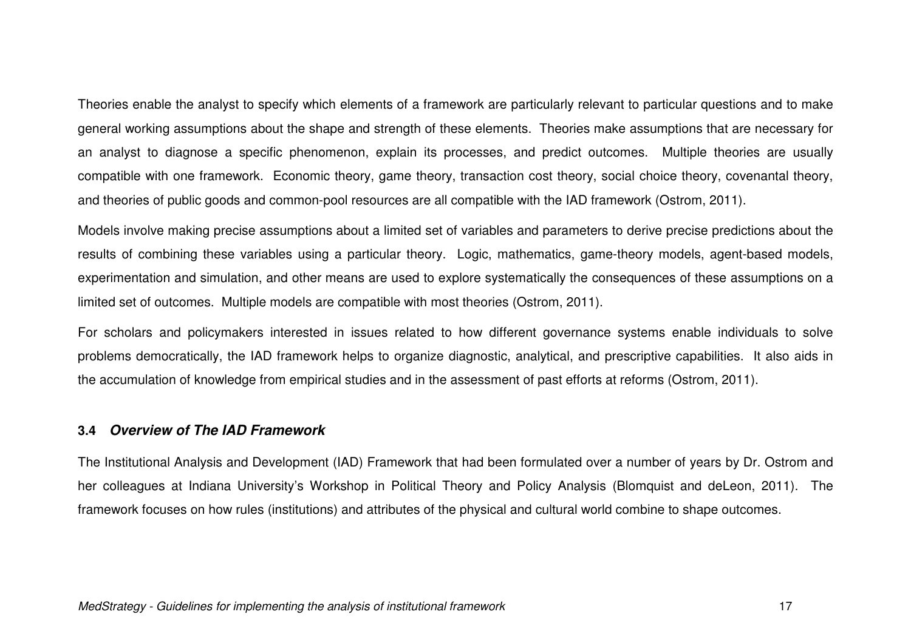Theories enable the analyst to specify which elements of a framework are particularly relevant to particular questions and to make general working assumptions about the shape and strength of these elements. Theories make assumptions that are necessary for an analyst to diagnose a specific phenomenon, explain its processes, and predict outcomes. Multiple theories are usually compatible with one framework. Economic theory, game theory, transaction cost theory, social choice theory, covenantal theory, and theories of public goods and common-pool resources are all compatible with the IAD framework (Ostrom, 2011).

Models involve making precise assumptions about a limited set of variables and parameters to derive precise predictions about the results of combining these variables using a particular theory. Logic, mathematics, game-theory models, agent-based models, experimentation and simulation, and other means are used to explore systematically the consequences of these assumptions on a limited set of outcomes. Multiple models are compatible with most theories (Ostrom, 2011).

For scholars and policymakers interested in issues related to how different governance systems enable individuals to solve problems democratically, the IAD framework helps to organize diagnostic, analytical, and prescriptive capabilities. It also aids in the accumulation of knowledge from empirical studies and in the assessment of past efforts at reforms (Ostrom, 2011).

### 3.4 *Overview of The IAD Framework*

The Institutional Analysis and Development (IAD) Framework that had been formulated over a number of years by Dr. Ostrom and her colleagues at Indiana University's Workshop in Political Theory and Policy Analysis (Blomquist and deLeon, 2011). The framework focuses on how rules (institutions) and attributes of the physical and cultural world combine to shape outcomes.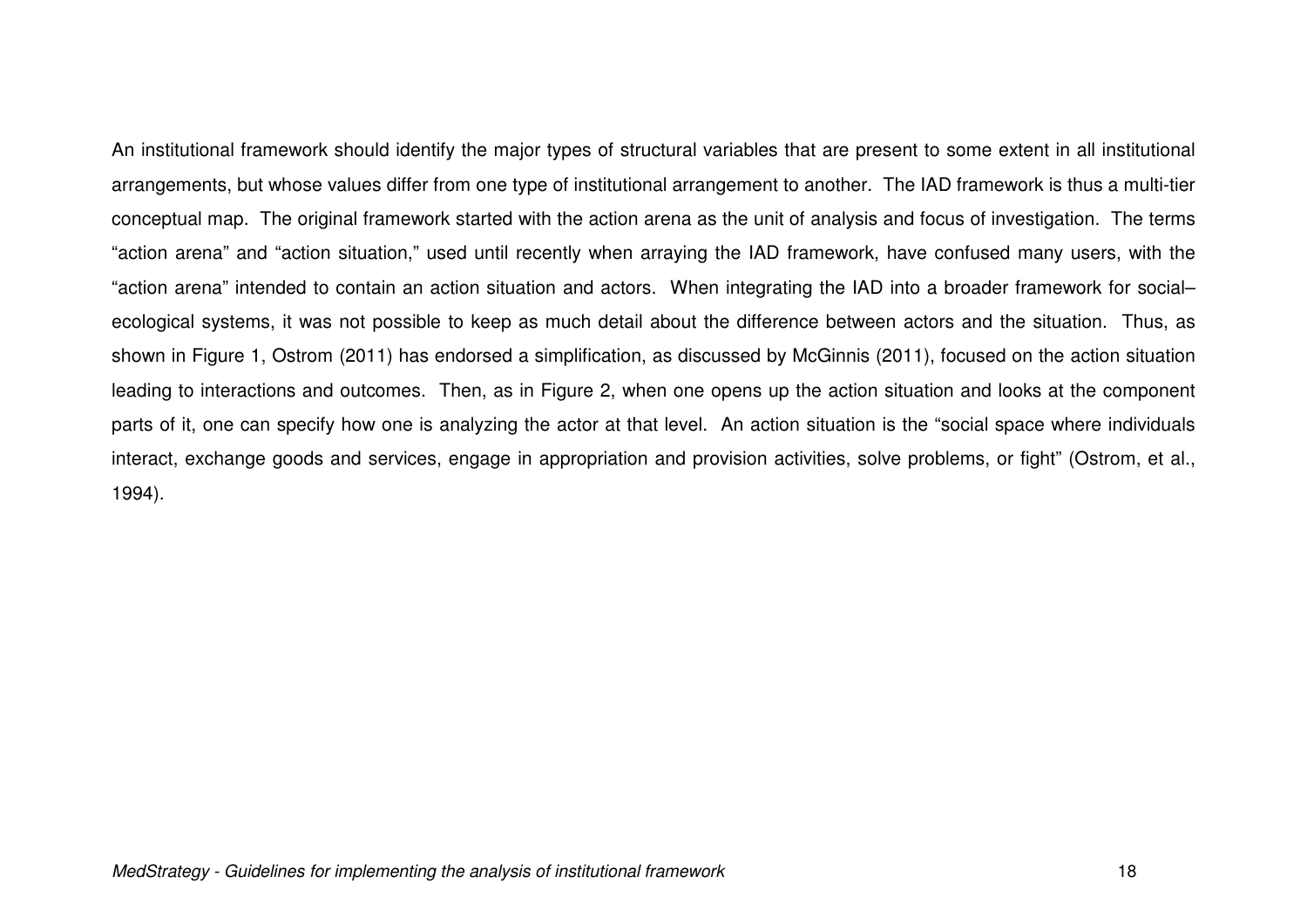An institutional framework should identify the major types of structural variables that are present to some extent in all institutional arrangements, but whose values differ from one type of institutional arrangement to another. The IAD framework is thus a multi-tier conceptual map. The original framework started with the action arena as the unit of analysis and focus of investigation. The terms "action arena" and "action situation," used until recently when arraying the IAD framework, have confused many users, with the "action arena" intended to contain an action situation and actors. When integrating the IAD into a broader framework for social–ecological systems, it was not possible to keep as much detail about the difference between actors and the situation. Thus, as shown in Figure 1, Ostrom (2011) has endorsed a simplification, as discussed by McGinnis (2011), focused on the action situation leading to interactions and outcomes. Then, as in Figure 2, when one opens up the action situation and looks at the component parts of it, one can specify how one is analyzing the actor at that level. An action situation is the "social space where individuals interact, exchange goods and services, engage in appropriation and provision activities, solve problems, or fight" (Ostrom, et al., 1994).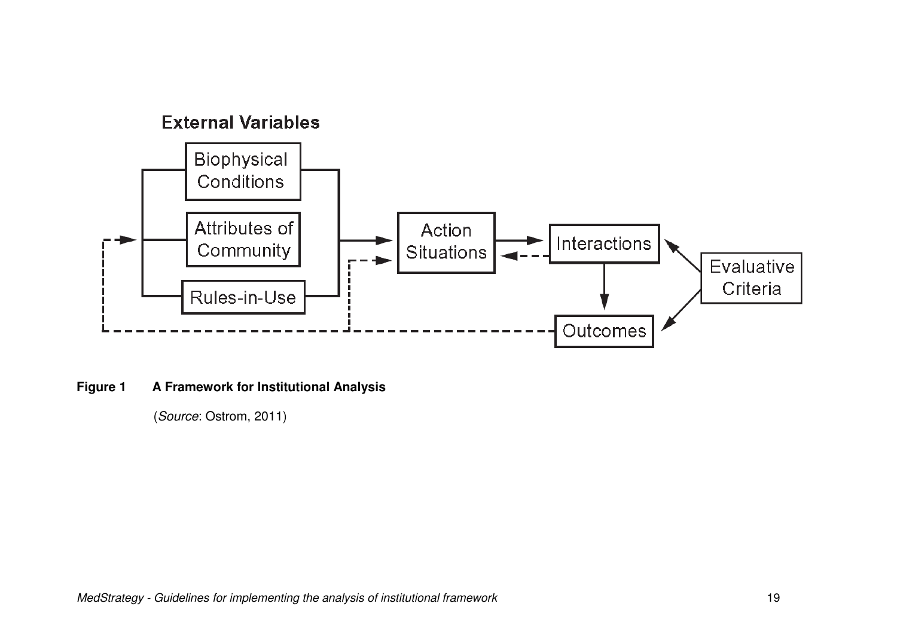**Figure 1 A Framework for Institutional Analysis**

(*Source*: Ostrom, 2011)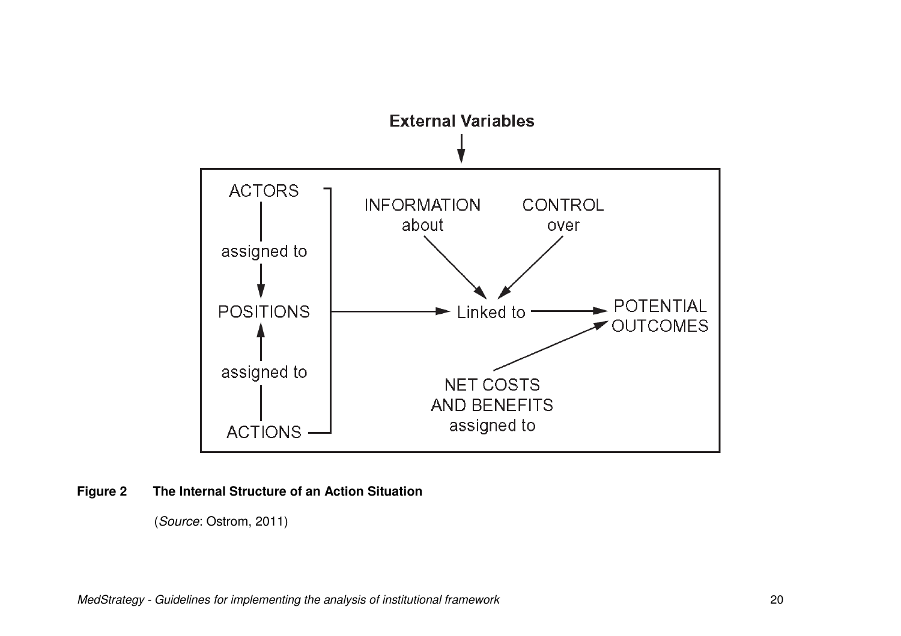External Variables

ACTORS

assigned to

POSITIONS

assigned to

ACTIONS

INFORMATION about

CONTROL over

Linked to

POTENTIAL OUTCOMES

NET COSTS AND BENEFITS assigned to

**Figure 2 The Internal Structure of an Action Situation**

(*Source*: Ostrom, 2011)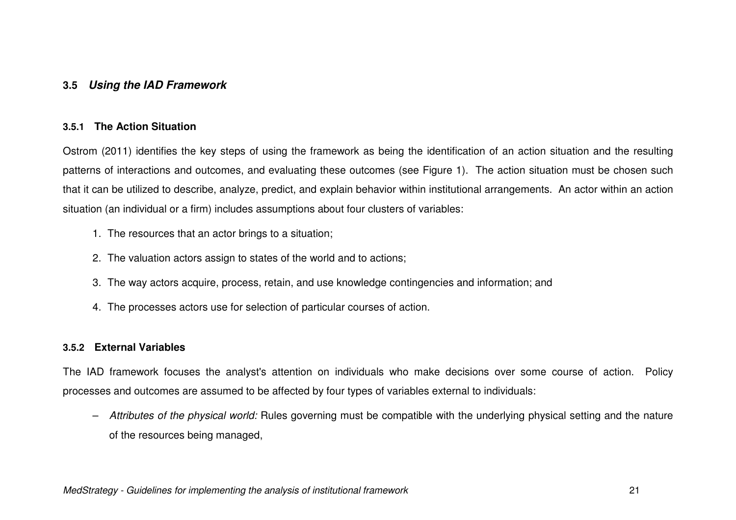## 3.5 *Using the IAD Framework*

### 3.5.1 The Action Situation

Ostrom (2011) identifies the key steps of using the framework as being the identification of an action situation and the resulting patterns of interactions and outcomes, and evaluating these outcomes (see Figure 1). The action situation must be chosen such that it can be utilized to describe, analyze, predict, and explain behavior within institutional arrangements. An actor within an action situation (an individual or a firm) includes assumptions about four clusters of variables:

1. The resources that an actor brings to a situation;
2. The valuation actors assign to states of the world and to actions;
3. The way actors acquire, process, retain, and use knowledge contingencies and information; and
4. The processes actors use for selection of particular courses of action.

### 3.5.2 External Variables

The IAD framework focuses the analyst's attention on individuals who make decisions over some course of action. Policy processes and outcomes are assumed to be affected by four types of variables external to individuals:

– *Attributes of the physical world:* Rules governing must be compatible with the underlying physical setting and the nature of the resources being managed,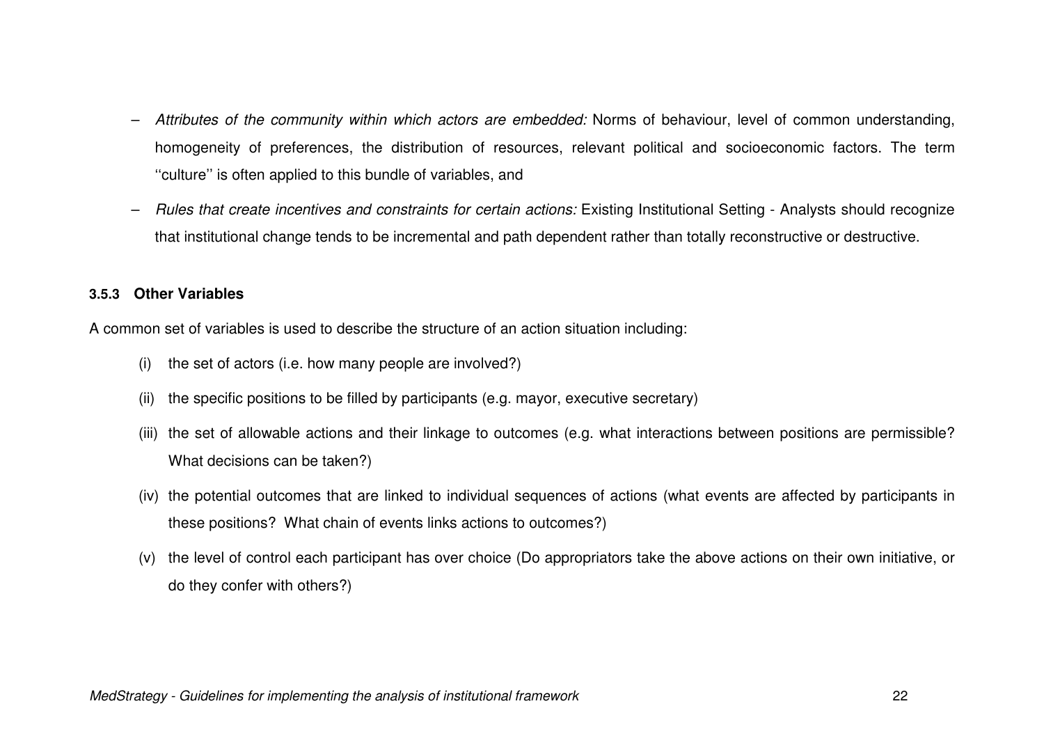- *Attributes of the community within which actors are embedded:* Norms of behaviour, level of common understanding, homogeneity of preferences, the distribution of resources, relevant political and socioeconomic factors. The term ''culture'' is often applied to this bundle of variables, and
- *Rules that create incentives and constraints for certain actions:* Existing Institutional Setting - Analysts should recognize that institutional change tends to be incremental and path dependent rather than totally reconstructive or destructive.

#### 3.5.3 Other Variables

A common set of variables is used to describe the structure of an action situation including:

(i) the set of actors (i.e. how many people are involved?)

(ii) the specific positions to be filled by participants (e.g. mayor, executive secretary)

(iii) the set of allowable actions and their linkage to outcomes (e.g. what interactions between positions are permissible? What decisions can be taken?)

(iv) the potential outcomes that are linked to individual sequences of actions (what events are affected by participants in these positions? What chain of events links actions to outcomes?)

(v) the level of control each participant has over choice (Do appropriators take the above actions on their own initiative, or do they confer with others?)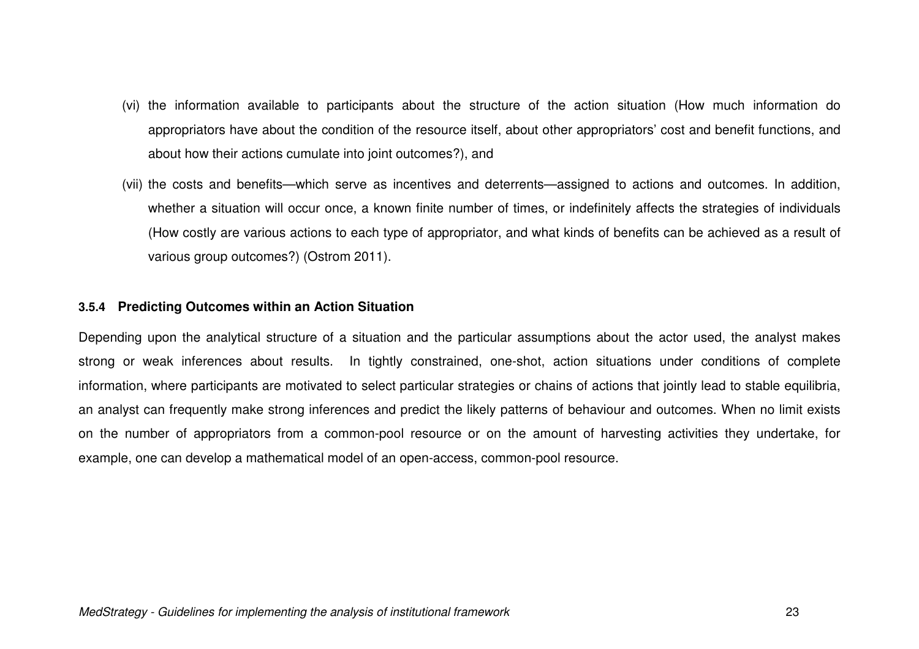(vi) the information available to participants about the structure of the action situation (How much information do appropriators have about the condition of the resource itself, about other appropriators' cost and benefit functions, and about how their actions cumulate into joint outcomes?), and

(vii) the costs and benefits—which serve as incentives and deterrents—assigned to actions and outcomes. In addition, whether a situation will occur once, a known finite number of times, or indefinitely affects the strategies of individuals (How costly are various actions to each type of appropriator, and what kinds of benefits can be achieved as a result of various group outcomes?) (Ostrom 2011).

#### 3.5.4 Predicting Outcomes within an Action Situation

Depending upon the analytical structure of a situation and the particular assumptions about the actor used, the analyst makes strong or weak inferences about results. In tightly constrained, one-shot, action situations under conditions of complete information, where participants are motivated to select particular strategies or chains of actions that jointly lead to stable equilibria, an analyst can frequently make strong inferences and predict the likely patterns of behaviour and outcomes. When no limit exists on the number of appropriators from a common-pool resource or on the amount of harvesting activities they undertake, for example, one can develop a mathematical model of an open-access, common-pool resource.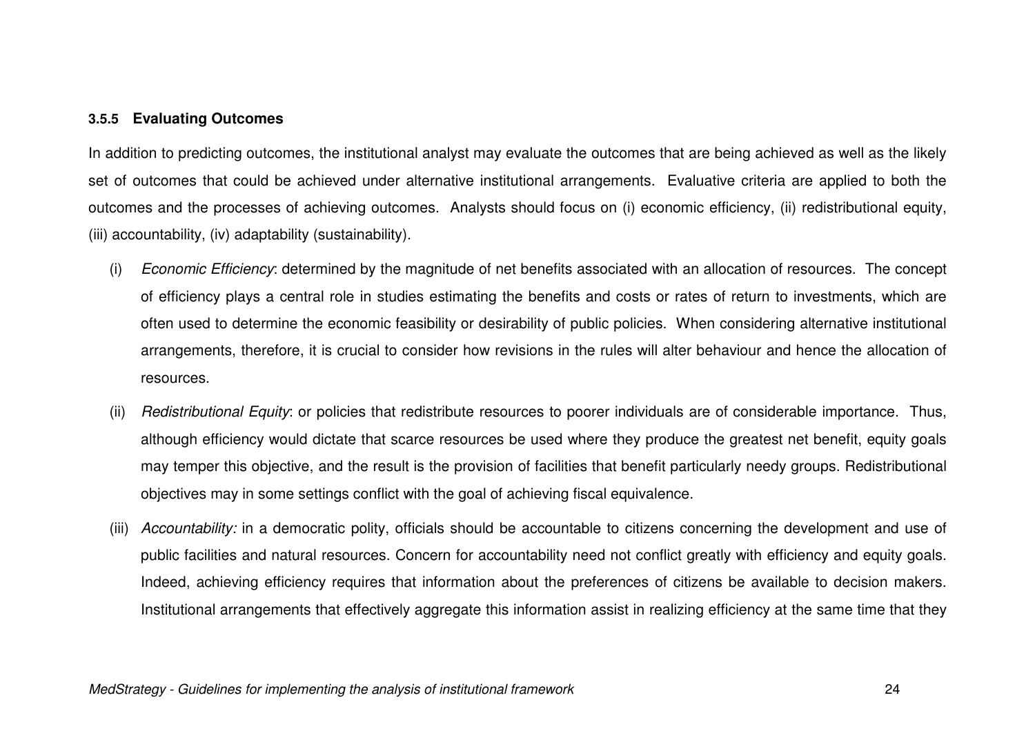#### 3.5.5 Evaluating Outcomes

In addition to predicting outcomes, the institutional analyst may evaluate the outcomes that are being achieved as well as the likely set of outcomes that could be achieved under alternative institutional arrangements. Evaluative criteria are applied to both the outcomes and the processes of achieving outcomes. Analysts should focus on (i) economic efficiency, (ii) redistributional equity, (iii) accountability, (iv) adaptability (sustainability).

(i) *Economic Efficiency*: determined by the magnitude of net benefits associated with an allocation of resources. The concept of efficiency plays a central role in studies estimating the benefits and costs or rates of return to investments, which are often used to determine the economic feasibility or desirability of public policies. When considering alternative institutional arrangements, therefore, it is crucial to consider how revisions in the rules will alter behaviour and hence the allocation of resources.

(ii) *Redistributional Equity*: or policies that redistribute resources to poorer individuals are of considerable importance. Thus, although efficiency would dictate that scarce resources be used where they produce the greatest net benefit, equity goals may temper this objective, and the result is the provision of facilities that benefit particularly needy groups. Redistributional objectives may in some settings conflict with the goal of achieving fiscal equivalence.

(iii) *Accountability:* in a democratic polity, officials should be accountable to citizens concerning the development and use of public facilities and natural resources. Concern for accountability need not conflict greatly with efficiency and equity goals. Indeed, achieving efficiency requires that information about the preferences of citizens be available to decision makers. Institutional arrangements that effectively aggregate this information assist in realizing efficiency at the same time that they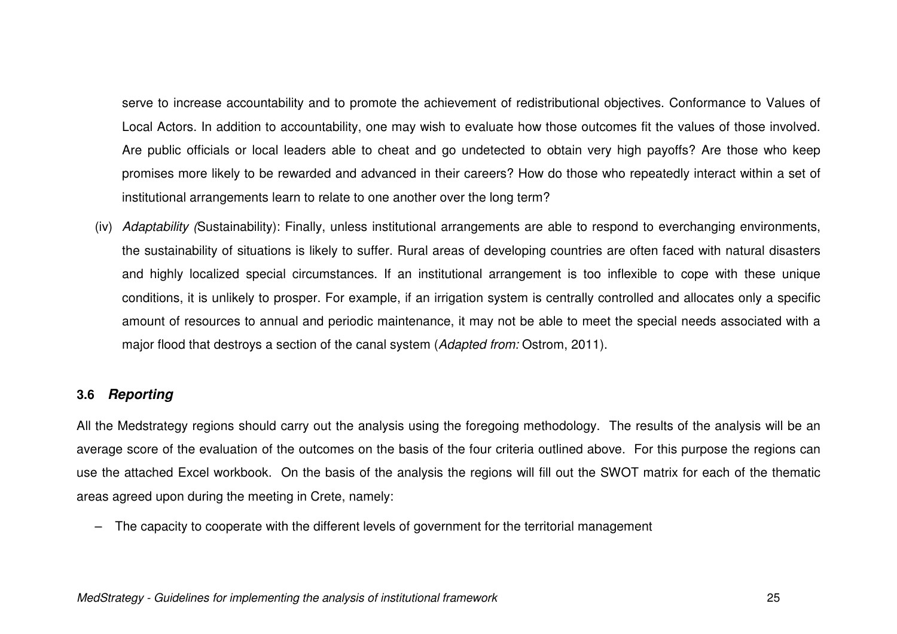serve to increase accountability and to promote the achievement of redistributional objectives. Conformance to Values of Local Actors. In addition to accountability, one may wish to evaluate how those outcomes fit the values of those involved. Are public officials or local leaders able to cheat and go undetected to obtain very high payoffs? Are those who keep promises more likely to be rewarded and advanced in their careers? How do those who repeatedly interact within a set of institutional arrangements learn to relate to one another over the long term?

(iv) *Adaptability (*Sustainability): Finally, unless institutional arrangements are able to respond to everchanging environments, the sustainability of situations is likely to suffer. Rural areas of developing countries are often faced with natural disasters and highly localized special circumstances. If an institutional arrangement is too inflexible to cope with these unique conditions, it is unlikely to prosper. For example, if an irrigation system is centrally controlled and allocates only a specific amount of resources to annual and periodic maintenance, it may not be able to meet the special needs associated with a major flood that destroys a section of the canal system (*Adapted from:* Ostrom, 2011).

### 3.6 ***Reporting***

All the Medstrategy regions should carry out the analysis using the foregoing methodology. The results of the analysis will be an average score of the evaluation of the outcomes on the basis of the four criteria outlined above. For this purpose the regions can use the attached Excel workbook. On the basis of the analysis the regions will fill out the SWOT matrix for each of the thematic areas agreed upon during the meeting in Crete, namely:

– The capacity to cooperate with the different levels of government for the territorial management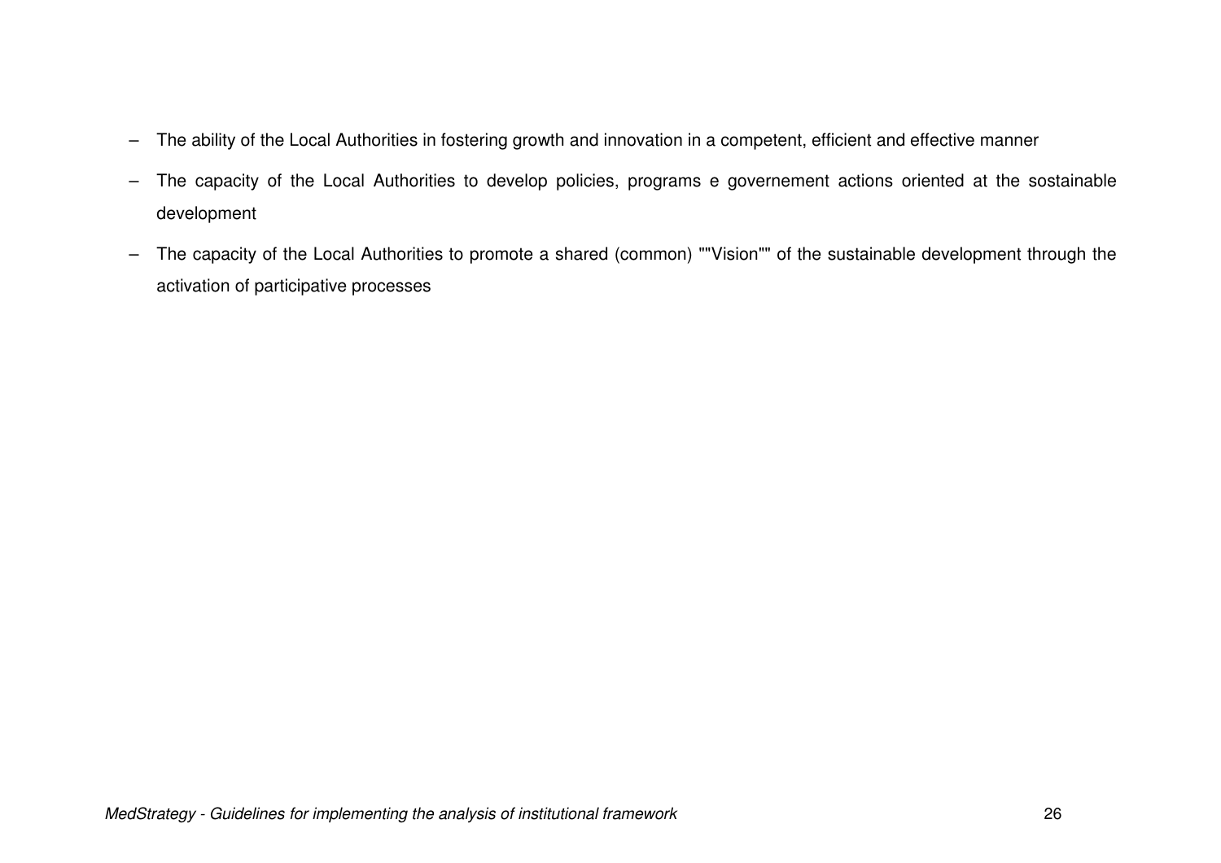- The ability of the Local Authorities in fostering growth and innovation in a competent, efficient and effective manner
- The capacity of the Local Authorities to develop policies, programs e governement actions oriented at the sostainable development
- The capacity of the Local Authorities to promote a shared (common) ""Vision"" of the sustainable development through the activation of participative processes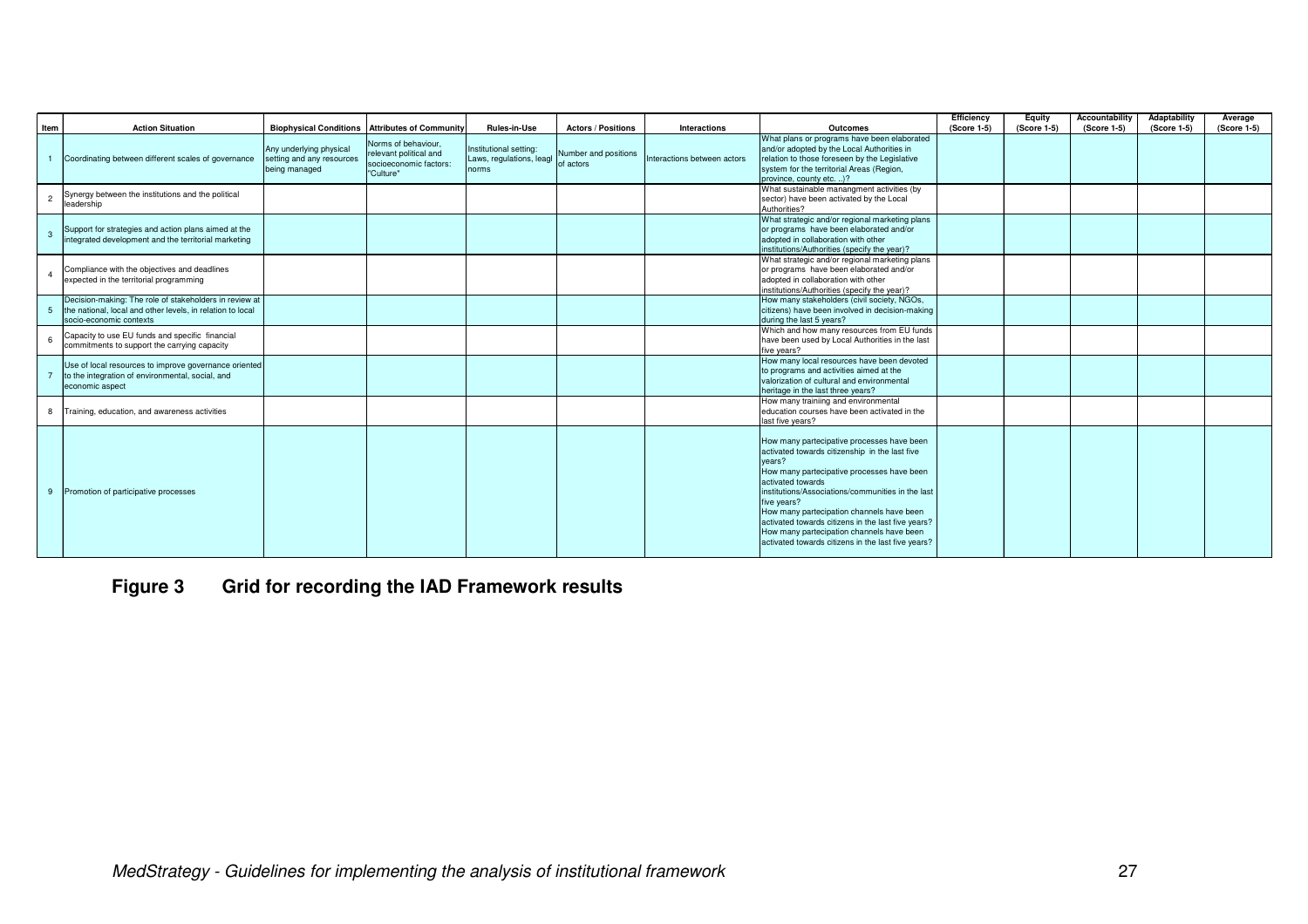| Item | Action Situation | Biophysical Conditions | Attributes of Community | Rules-in-Use | Actors / Positions | Interactions | Outcomes | Efficiency (Score 1-5) | Equity (Score 1-5) | Accountability (Score 1-5) | Adaptability (Score 1-5) | Average (Score 1-5) |
|---|---|---|---|---|---|---|---|---|---|---|---|---|
| 1 | Coordinating between different scales of governance | Any underlying physical setting and any resources being managed | Norms of behaviour, relevant political and socioeconomic factors: "Culture" | Institutional setting: Laws, regulations, leagl norms | Number and positions of actors | Interactions between actors | What plans or programs have been elaborated and/or adopted by the Local Authorities in relation to those foreseen by the Legislative system for the territorial Areas (Region, province, county etc. ..)? | | | | | |
| 2 | Synergy between the institutions and the political leadership | | | | | | What sustainable manangment activities (by sector) have been activated by the Local Authorities? | | | | | |
| 3 | Support for strategies and action plans aimed at the integrated development and the territorial marketing | | | | | | What strategic and/or regional marketing plans or programs have been elaborated and/or adopted in collaboration with other institutions/Authorities (specify the year)? | | | | | |
| 4 | Compliance with the objectives and deadlines expected in the territorial programming | | | | | | What strategic and/or regional marketing plans or programs have been elaborated and/or adopted in collaboration with other institutions/Authorities (specify the year)? | | | | | |
| 5 | Decision-making: The role of stakeholders in review at the national, local and other levels, in relation to local socio-economic contexts | | | | | | How many stakeholders (civil society, NGOs, citizens) have been involved in decision-making during the last 5 years? | | | | | |
| 6 | Capacity to use EU funds and specific financial commitments to support the carrying capacity | | | | | | Which and how many resources from EU funds have been used by Local Authorities in the last five years? | | | | | |
| 7 | Use of local resources to improve governance oriented to the integration of environmental, social, and economic aspect | | | | | | How many local resources have been devoted to programs and activities aimed at the valorization of cultural and environmental heritage in the last three years? | | | | | |
| 8 | Training, education, and awareness activities | | | | | | How many trainiing and environmental education courses have been activated in the last five years? | | | | | |
| 9 | Promotion of participative processes | | | | | | How many partecipative processes have been activated towards citizenship in the last five years? How many partecipative processes have been activated towards institutions/Associations/communities in the last five years? How many partecipation channels have been activated towards citizens in the last five years? How many partecipation channels have been activated towards citizens in the last five years? | | | | | |

**Figure 3 Grid for recording the IAD Framework results**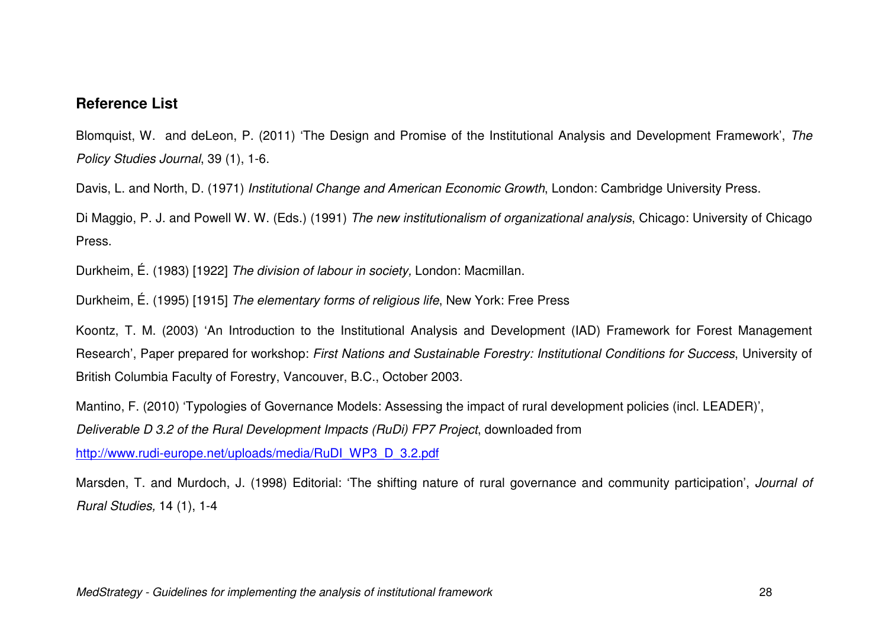## Reference List

Blomquist, W. and deLeon, P. (2011) 'The Design and Promise of the Institutional Analysis and Development Framework', *The Policy Studies Journal*, 39 (1), 1-6.

Davis, L. and North, D. (1971) *Institutional Change and American Economic Growth*, London: Cambridge University Press.

Di Maggio, P. J. and Powell W. W. (Eds.) (1991) *The new institutionalism of organizational analysis*, Chicago: University of Chicago Press.

Durkheim, É. (1983) [1922] *The division of labour in society,* London: Macmillan.

Durkheim, É. (1995) [1915] *The elementary forms of religious life*, New York: Free Press

Koontz, T. M. (2003) 'An Introduction to the Institutional Analysis and Development (IAD) Framework for Forest Management Research', Paper prepared for workshop: *First Nations and Sustainable Forestry: Institutional Conditions for Success*, University of British Columbia Faculty of Forestry, Vancouver, B.C., October 2003.

Mantino, F. (2010) 'Typologies of Governance Models: Assessing the impact of rural development policies (incl. LEADER)', *Deliverable D 3.2 of the Rural Development Impacts (RuDi) FP7 Project*, downloaded from http://www.rudi-europe.net/uploads/media/RuDI_WP3_D_3.2.pdf

Marsden, T. and Murdoch, J. (1998) Editorial: 'The shifting nature of rural governance and community participation', *Journal of Rural Studies,* 14 (1), 1-4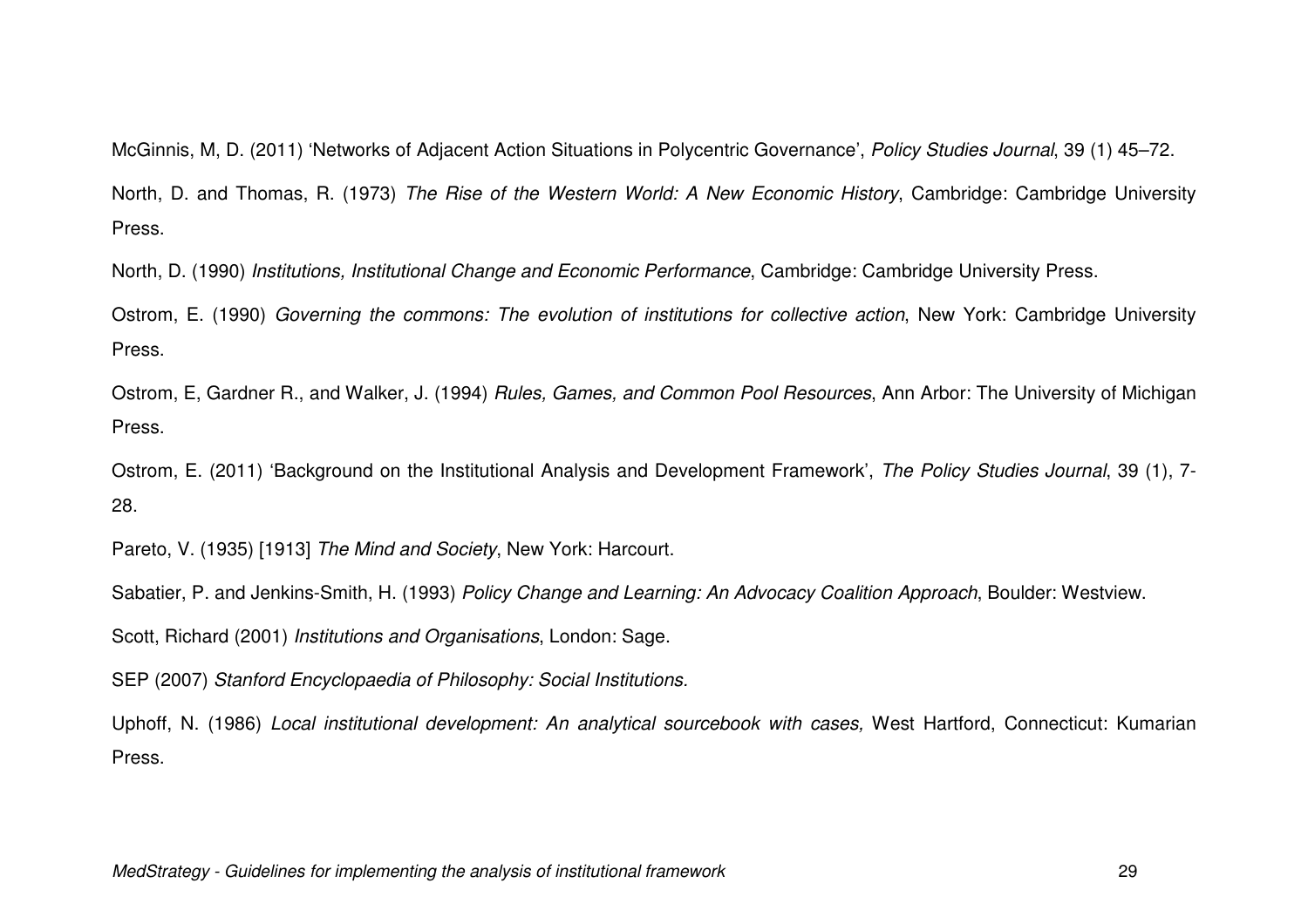McGinnis, M, D. (2011) 'Networks of Adjacent Action Situations in Polycentric Governance', *Policy Studies Journal*, 39 (1) 45–72.

North, D. and Thomas, R. (1973) *The Rise of the Western World: A New Economic History*, Cambridge: Cambridge University Press.

North, D. (1990) *Institutions, Institutional Change and Economic Performance*, Cambridge: Cambridge University Press.

Ostrom, E. (1990) *Governing the commons: The evolution of institutions for collective action*, New York: Cambridge University Press.

Ostrom, E, Gardner R., and Walker, J. (1994) *Rules, Games, and Common Pool Resources*, Ann Arbor: The University of Michigan Press.

Ostrom, E. (2011) 'Background on the Institutional Analysis and Development Framework', *The Policy Studies Journal*, 39 (1), 7-28.

Pareto, V. (1935) [1913] *The Mind and Society*, New York: Harcourt.

Sabatier, P. and Jenkins-Smith, H. (1993) *Policy Change and Learning: An Advocacy Coalition Approach*, Boulder: Westview.

Scott, Richard (2001) *Institutions and Organisations*, London: Sage.

SEP (2007) *Stanford Encyclopaedia of Philosophy: Social Institutions.*

Uphoff, N. (1986) *Local institutional development: An analytical sourcebook with cases,* West Hartford, Connecticut: Kumarian Press.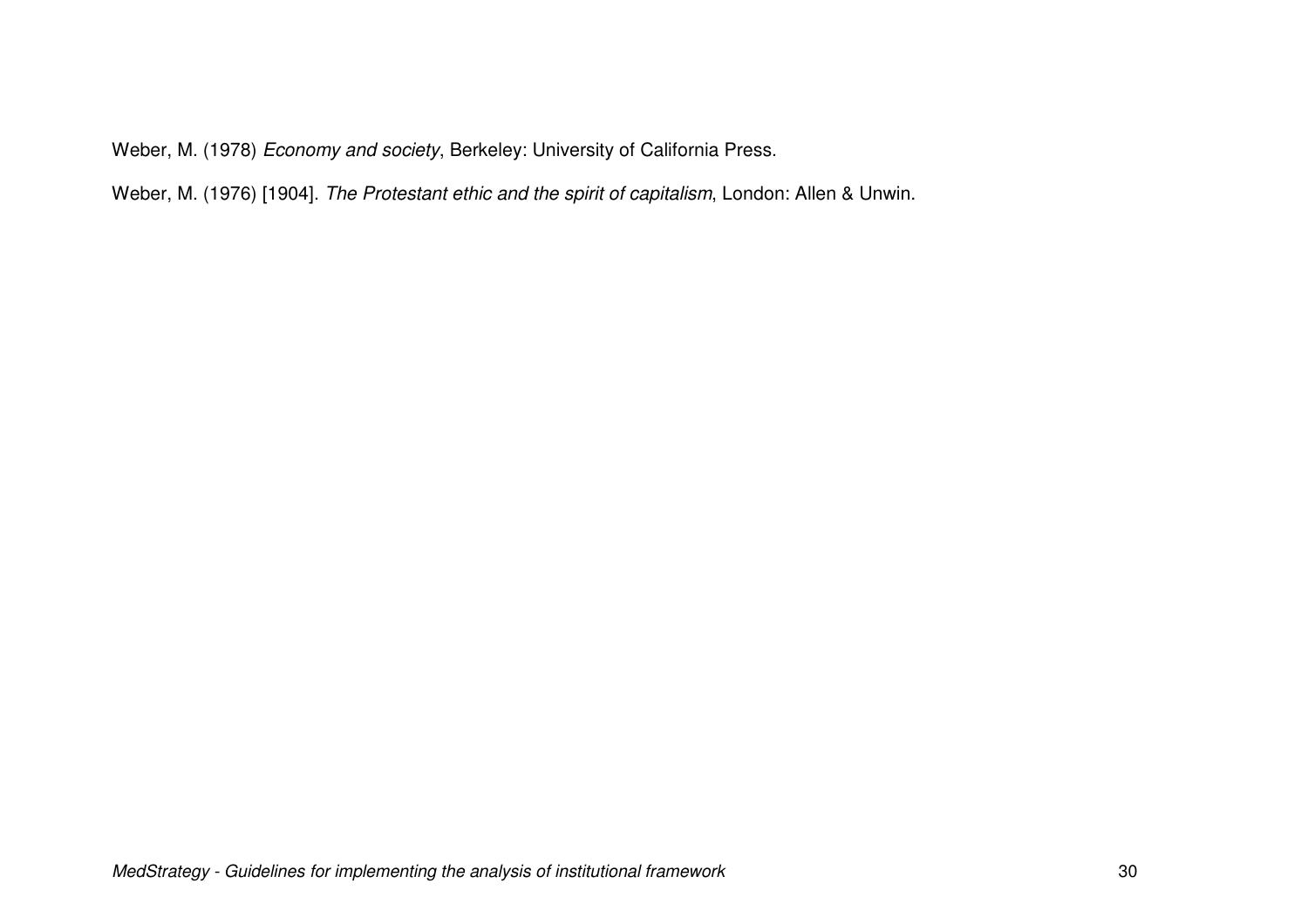Weber, M. (1978) *Economy and society*, Berkeley: University of California Press.

Weber, M. (1976) [1904]. *The Protestant ethic and the spirit of capitalism*, London: Allen & Unwin.